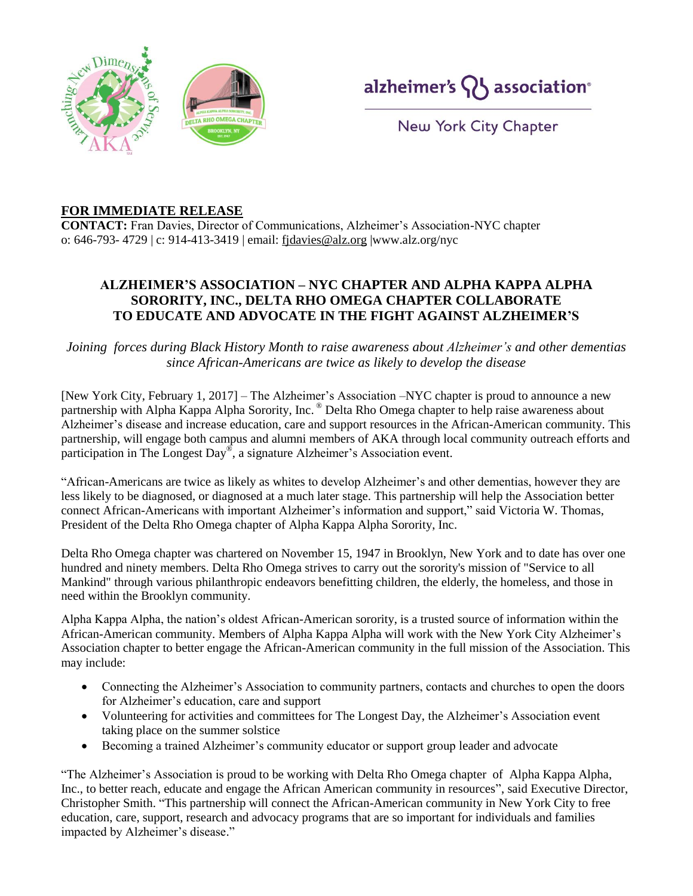**FOR IMMEDIATE RELEASE**
**CONTACT:** Fran Davies, Director of Communications, Alzheimer's Association-NYC chapter
o: 646-793- 4729 | c: 914-413-3419 | email: fjdavies@alz.org |www.alz.org/nyc

# ALZHEIMER'S ASSOCIATION – NYC CHAPTER AND ALPHA KAPPA ALPHA SORORITY, INC., DELTA RHO OMEGA CHAPTER COLLABORATE TO EDUCATE AND ADVOCATE IN THE FIGHT AGAINST ALZHEIMER'S

*Joining forces during Black History Month to raise awareness about Alzheimer's and other dementias since African-Americans are twice as likely to develop the disease*

[New York City, February 1, 2017] – The Alzheimer's Association –NYC chapter is proud to announce a new partnership with Alpha Kappa Alpha Sorority, Inc.® Delta Rho Omega chapter to help raise awareness about Alzheimer's disease and increase education, care and support resources in the African-American community. This partnership, will engage both campus and alumni members of AKA through local community outreach efforts and participation in The Longest Day®, a signature Alzheimer's Association event.

"African-Americans are twice as likely as whites to develop Alzheimer's and other dementias, however they are less likely to be diagnosed, or diagnosed at a much later stage. This partnership will help the Association better connect African-Americans with important Alzheimer's information and support," said Victoria W. Thomas, President of the Delta Rho Omega chapter of Alpha Kappa Alpha Sorority, Inc.

Delta Rho Omega chapter was chartered on November 15, 1947 in Brooklyn, New York and to date has over one hundred and ninety members. Delta Rho Omega strives to carry out the sorority's mission of "Service to all Mankind" through various philanthropic endeavors benefitting children, the elderly, the homeless, and those in need within the Brooklyn community.

Alpha Kappa Alpha, the nation's oldest African-American sorority, is a trusted source of information within the African-American community. Members of Alpha Kappa Alpha will work with the New York City Alzheimer's Association chapter to better engage the African-American community in the full mission of the Association. This may include:

- Connecting the Alzheimer's Association to community partners, contacts and churches to open the doors for Alzheimer's education, care and support
- Volunteering for activities and committees for The Longest Day, the Alzheimer's Association event taking place on the summer solstice
- Becoming a trained Alzheimer's community educator or support group leader and advocate

"The Alzheimer's Association is proud to be working with Delta Rho Omega chapter of Alpha Kappa Alpha, Inc., to better reach, educate and engage the African American community in resources", said Executive Director, Christopher Smith. "This partnership will connect the African-American community in New York City to free education, care, support, research and advocacy programs that are so important for individuals and families impacted by Alzheimer's disease."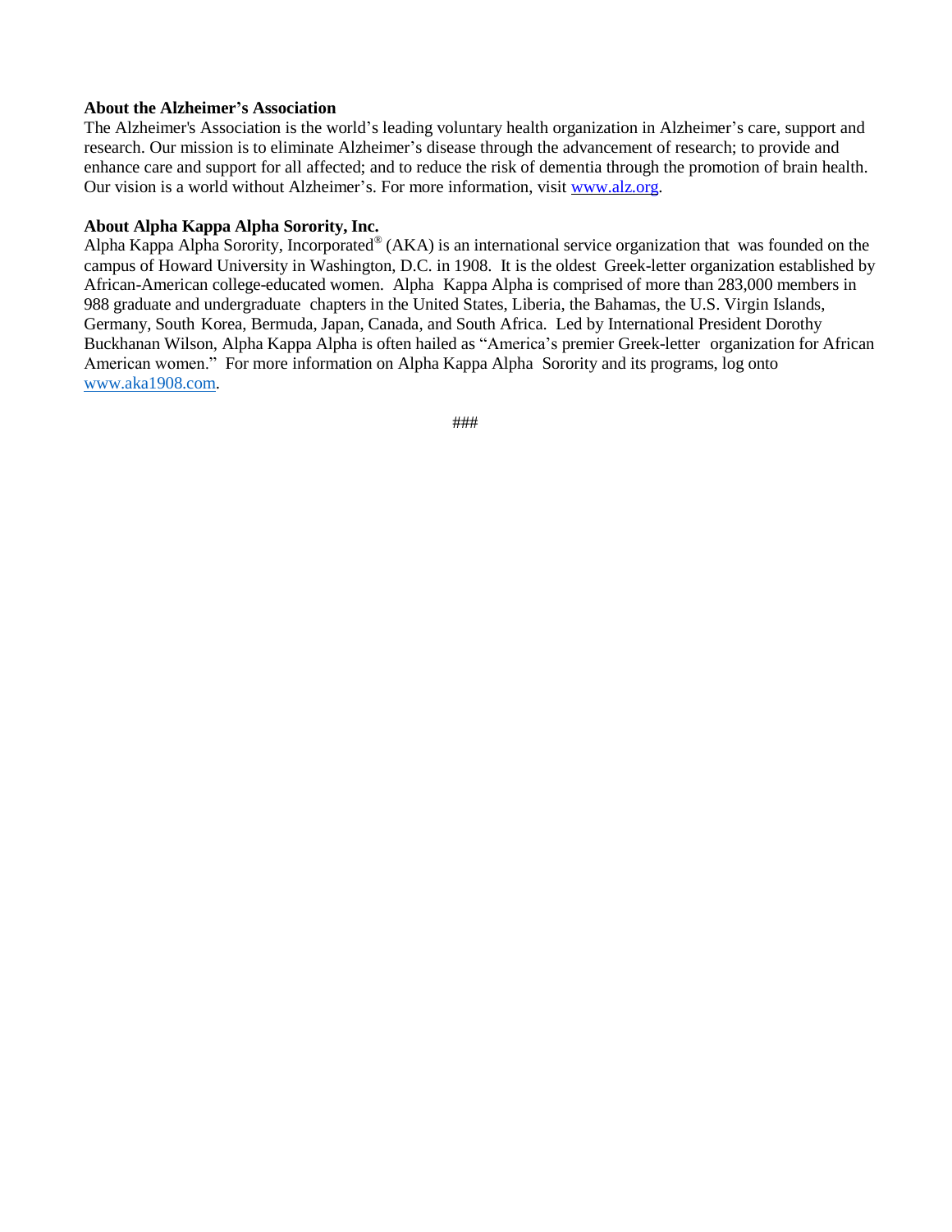**About the Alzheimer's Association**

The Alzheimer's Association is the world's leading voluntary health organization in Alzheimer's care, support and research. Our mission is to eliminate Alzheimer's disease through the advancement of research; to provide and enhance care and support for all affected; and to reduce the risk of dementia through the promotion of brain health. Our vision is a world without Alzheimer's. For more information, visit [www.alz.org](http://www.alz.org).

**About Alpha Kappa Alpha Sorority, Inc.**

Alpha Kappa Alpha Sorority, Incorporated® (AKA) is an international service organization that was founded on the campus of Howard University in Washington, D.C. in 1908. It is the oldest Greek-letter organization established by African-American college-educated women. Alpha Kappa Alpha is comprised of more than 283,000 members in 988 graduate and undergraduate chapters in the United States, Liberia, the Bahamas, the U.S. Virgin Islands, Germany, South Korea, Bermuda, Japan, Canada, and South Africa. Led by International President Dorothy Buckhanan Wilson, Alpha Kappa Alpha is often hailed as "America's premier Greek-letter organization for African American women." For more information on Alpha Kappa Alpha Sorority and its programs, log onto [www.aka1908.com](http://www.aka1908.com).

###